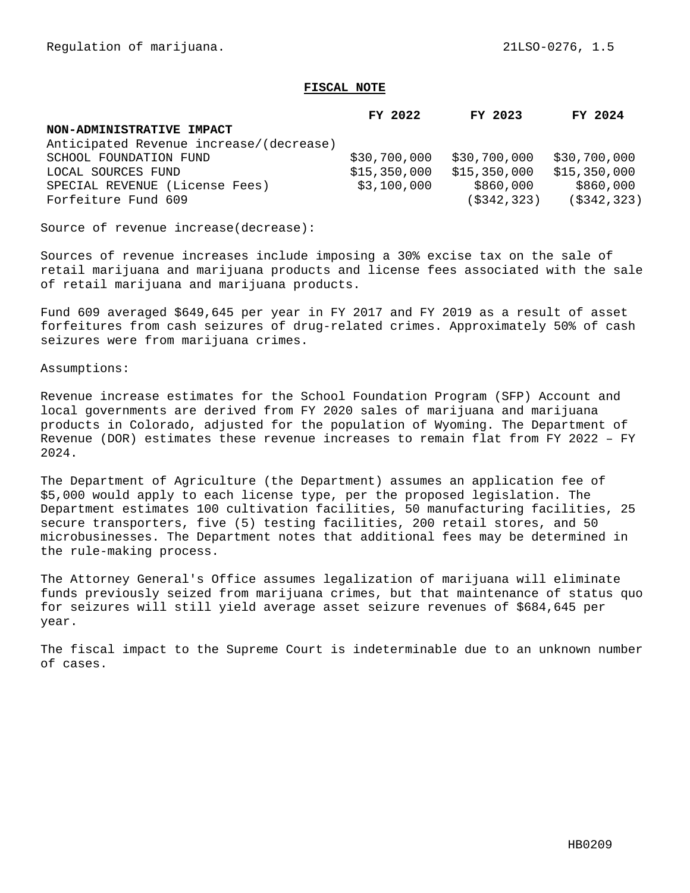Regulation of marijuana. 21LSO-0276, 1.5

**FISCAL NOTE**

| | FY 2022 | FY 2023 | FY 2024 |
|---|---|---|---|
| **NON-ADMINISTRATIVE IMPACT** | | | |
| Anticipated Revenue increase/(decrease) | | | |
| SCHOOL FOUNDATION FUND | $30,700,000 | $30,700,000 | $30,700,000 |
| LOCAL SOURCES FUND | $15,350,000 | $15,350,000 | $15,350,000 |
| SPECIAL REVENUE (License Fees) | $3,100,000 | $860,000 | $860,000 |
| Forfeiture Fund 609 | | ($342,323) | ($342,323) |

Source of revenue increase(decrease):

Sources of revenue increases include imposing a 30% excise tax on the sale of retail marijuana and marijuana products and license fees associated with the sale of retail marijuana and marijuana products.

Fund 609 averaged $649,645 per year in FY 2017 and FY 2019 as a result of asset forfeitures from cash seizures of drug-related crimes. Approximately 50% of cash seizures were from marijuana crimes.

Assumptions:

Revenue increase estimates for the School Foundation Program (SFP) Account and local governments are derived from FY 2020 sales of marijuana and marijuana products in Colorado, adjusted for the population of Wyoming. The Department of Revenue (DOR) estimates these revenue increases to remain flat from FY 2022 – FY 2024.

The Department of Agriculture (the Department) assumes an application fee of $5,000 would apply to each license type, per the proposed legislation. The Department estimates 100 cultivation facilities, 50 manufacturing facilities, 25 secure transporters, five (5) testing facilities, 200 retail stores, and 50 microbusinesses. The Department notes that additional fees may be determined in the rule-making process.

The Attorney General's Office assumes legalization of marijuana will eliminate funds previously seized from marijuana crimes, but that maintenance of status quo for seizures will still yield average asset seizure revenues of $684,645 per year.

The fiscal impact to the Supreme Court is indeterminable due to an unknown number of cases.

HB0209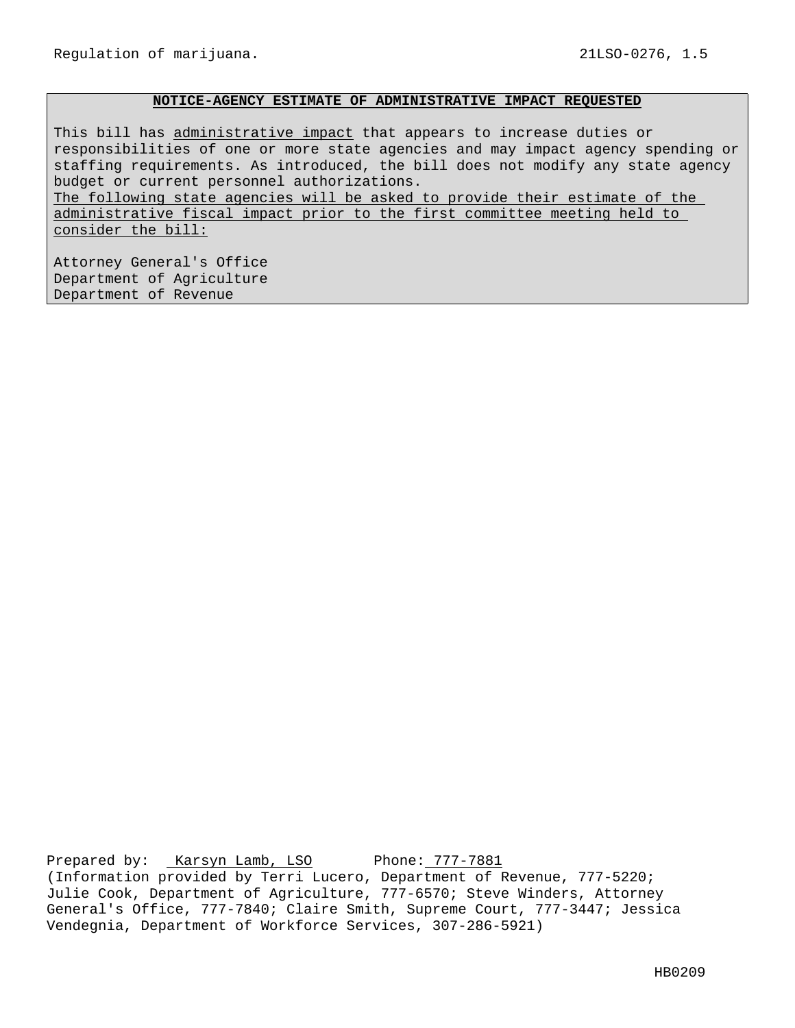**NOTICE-AGENCY ESTIMATE OF ADMINISTRATIVE IMPACT REQUESTED**

This bill has administrative impact that appears to increase duties or responsibilities of one or more state agencies and may impact agency spending or staffing requirements. As introduced, the bill does not modify any state agency budget or current personnel authorizations.

The following state agencies will be asked to provide their estimate of the administrative fiscal impact prior to the first committee meeting held to consider the bill:

Attorney General's Office
Department of Agriculture
Department of Revenue

Prepared by: Karsyn Lamb, LSO Phone: 777-7881
(Information provided by Terri Lucero, Department of Revenue, 777-5220; Julie Cook, Department of Agriculture, 777-6570; Steve Winders, Attorney General's Office, 777-7840; Claire Smith, Supreme Court, 777-3447; Jessica Vendegnia, Department of Workforce Services, 307-286-5921)